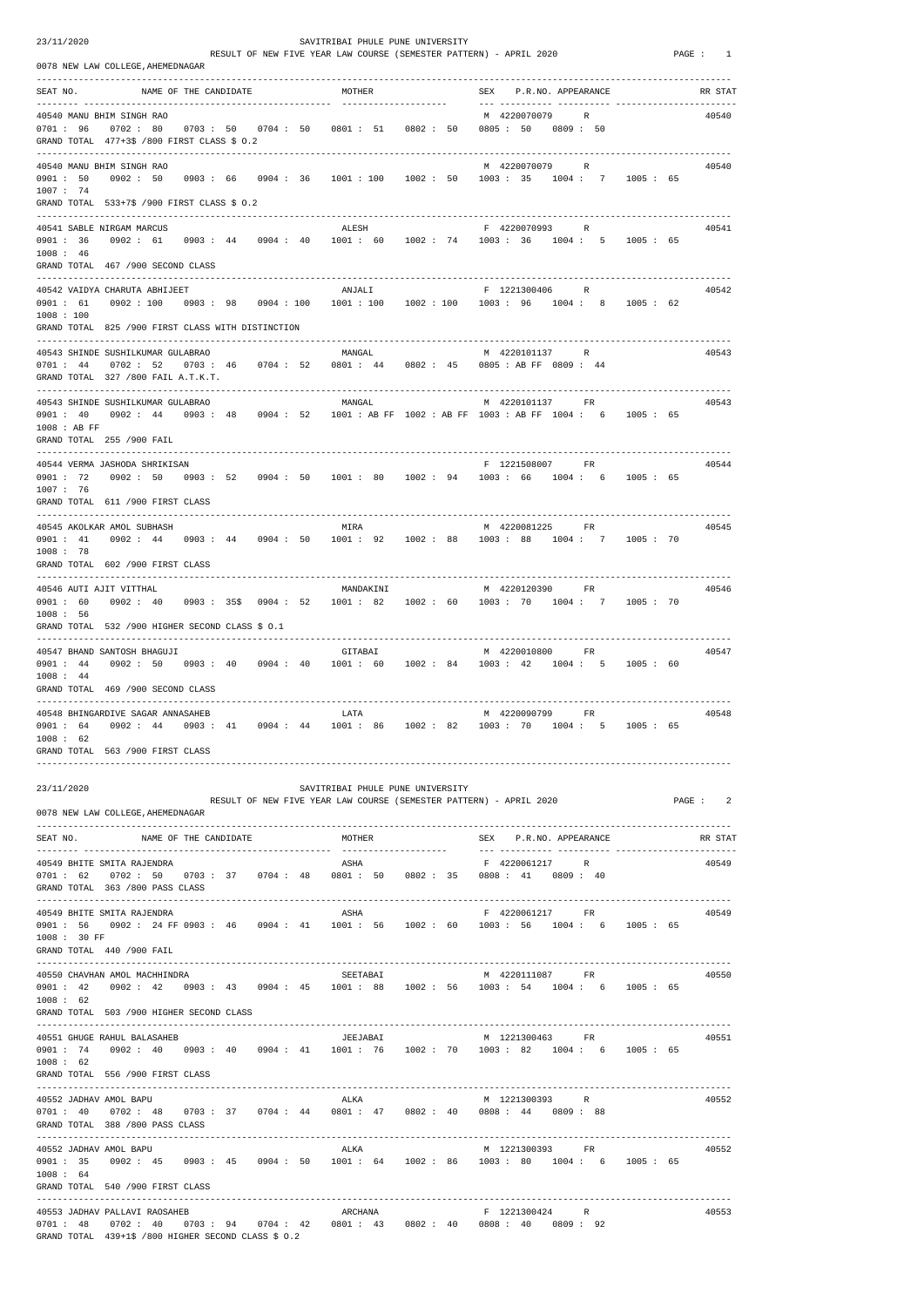23/11/2020 SAVITRIBAI PHULE PUNE UNIVERSITY

RESULT OF NEW FIVE YEAR LAW COURSE (SEMESTER PATTERN) - APRIL 2020

0078 NEW LAW COLLEGE,AHEMEDNAGAR

```
SEAT NO.        NAME OF THE CANDIDATE              MOTHER                SEX   P.R.NO. APPEARANCE          RR STAT

40540 MANU BHIM SINGH RAO                                                 M 4220070079     R                 40540
0701 : 96   0702 : 80   0703 : 50   0704 : 50   0801 : 51   0802 : 50   0805 : 50   0809 : 50
GRAND TOTAL  477+3$ /800 FIRST CLASS $ O.2

40540 MANU BHIM SINGH RAO                                                 M 4220070079     R                 40540
0901 : 50   0902 : 50   0903 : 66   0904 : 36   1001 : 100  1002 : 50   1003 : 35   1004 :  7   1005 : 65
1007 : 74
GRAND TOTAL  533+7$ /900 FIRST CLASS $ O.2

40541 SABLE NIRGAM MARCUS                          ALESH                  F 4220070993     R                 40541
0901 : 36   0902 : 61   0903 : 44   0904 : 40   1001 : 60   1002 : 74   1003 : 36   1004 :  5   1005 : 65
1008 : 46
GRAND TOTAL  467 /900 SECOND CLASS

40542 VAIDYA CHARUTA ABHIJEET                      ANJALI                 F 1221300406     R                 40542
0901 : 61   0902 : 100  0903 : 98   0904 : 100  1001 : 100  1002 : 100  1003 : 96   1004 :  8   1005 : 62
1008 : 100
GRAND TOTAL  825 /900 FIRST CLASS WITH DISTINCTION

40543 SHINDE SUSHILKUMAR GULABRAO                  MANGAL                 M 4220101137     R                 40543
0701 : 44   0702 : 52   0703 : 46   0704 : 52   0801 : 44   0802 : 45   0805 : AB FF 0809 : 44
GRAND TOTAL  327 /800 FAIL A.T.K.T.

40543 SHINDE SUSHILKUMAR GULABRAO                  MANGAL                 M 4220101137     FR                40543
0901 : 40   0902 : 44   0903 : 48   0904 : 52   1001 : AB FF 1002 : AB FF 1003 : AB FF 1004 :  6   1005 : 65
1008 : AB FF
GRAND TOTAL  255 /900 FAIL

40544 VERMA JASHODA SHRIKISAN                                             F 1221508007     FR                40544
0901 : 72   0902 : 50   0903 : 52   0904 : 50   1001 : 80   1002 : 94   1003 : 66   1004 :  6   1005 : 65
1007 : 76
GRAND TOTAL  611 /900 FIRST CLASS

40545 AKOLKAR AMOL SUBHASH                         MIRA                   M 4220081225     FR                40545
0901 : 41   0902 : 44   0903 : 44   0904 : 50   1001 : 92   1002 : 88   1003 : 88   1004 :  7   1005 : 70
1008 : 78
GRAND TOTAL  602 /900 FIRST CLASS

40546 AUTI AJIT VITTHAL                            MANDAKINI              M 4220120390     FR                40546
0901 : 60   0902 : 40   0903 : 35$  0904 : 52   1001 : 82   1002 : 60   1003 : 70   1004 :  7   1005 : 70
1008 : 56
GRAND TOTAL  532 /900 HIGHER SECOND CLASS $ O.1

40547 BHAND SANTOSH BHAGUJI                        GITABAI                M 4220010800     FR                40547
0901 : 44   0902 : 50   0903 : 40   0904 : 40   1001 : 60   1002 : 84   1003 : 42   1004 :  5   1005 : 60
1008 : 44
GRAND TOTAL  469 /900 SECOND CLASS

40548 BHINGARDIVE SAGAR ANNASAHEB                  LATA                   M 4220090799     FR                40548
0901 : 64   0902 : 44   0903 : 41   0904 : 44   1001 : 86   1002 : 82   1003 : 70   1004 :  5   1005 : 65
1008 : 62
GRAND TOTAL  563 /900 FIRST CLASS
```

23/11/2020 SAVITRIBAI PHULE PUNE UNIVERSITY

RESULT OF NEW FIVE YEAR LAW COURSE (SEMESTER PATTERN) - APRIL 2020

0078 NEW LAW COLLEGE,AHEMEDNAGAR

```
SEAT NO.        NAME OF THE CANDIDATE              MOTHER                SEX   P.R.NO. APPEARANCE          RR STAT

40549 BHITE SMITA RAJENDRA                         ASHA                   F 4220061217     R                 40549
0701 : 62   0702 : 50   0703 : 37   0704 : 48   0801 : 50   0802 : 35   0808 : 41   0809 : 40
GRAND TOTAL  363 /800 PASS CLASS

40549 BHITE SMITA RAJENDRA                         ASHA                   F 4220061217     FR                40549
0901 : 56   0902 : 24 FF 0903 : 46  0904 : 41   1001 : 56   1002 : 60   1003 : 56   1004 :  6   1005 : 65
1008 : 30 FF
GRAND TOTAL  440 /900 FAIL

40550 CHAVHAN AMOL MACHHINDRA                      SEETABAI               M 4220111087     FR                40550
0901 : 42   0902 : 42   0903 : 43   0904 : 45   1001 : 88   1002 : 56   1003 : 54   1004 :  6   1005 : 65
1008 : 62
GRAND TOTAL  503 /900 HIGHER SECOND CLASS

40551 GHUGE RAHUL BALASAHEB                        JEEJABAI               M 1221300463     FR                40551
0901 : 74   0902 : 40   0903 : 40   0904 : 41   1001 : 76   1002 : 70   1003 : 82   1004 :  6   1005 : 65
1008 : 62
GRAND TOTAL  556 /900 FIRST CLASS

40552 JADHAV AMOL BAPU                             ALKA                   M 1221300393     R                 40552
0701 : 40   0702 : 48   0703 : 37   0704 : 44   0801 : 47   0802 : 40   0808 : 44   0809 : 88
GRAND TOTAL  388 /800 PASS CLASS

40552 JADHAV AMOL BAPU                             ALKA                   M 1221300393     FR                40552
0901 : 35   0902 : 45   0903 : 45   0904 : 50   1001 : 64   1002 : 86   1003 : 80   1004 :  6   1005 : 65
1008 : 64
GRAND TOTAL  540 /900 FIRST CLASS

40553 JADHAV PALLAVI RAOSAHEB                      ARCHANA                F 1221300424     R                 40553
0701 : 48   0702 : 40   0703 : 94   0704 : 42   0801 : 43   0802 : 40   0808 : 40   0809 : 92
GRAND TOTAL  439+1$ /800 HIGHER SECOND CLASS $ O.2
```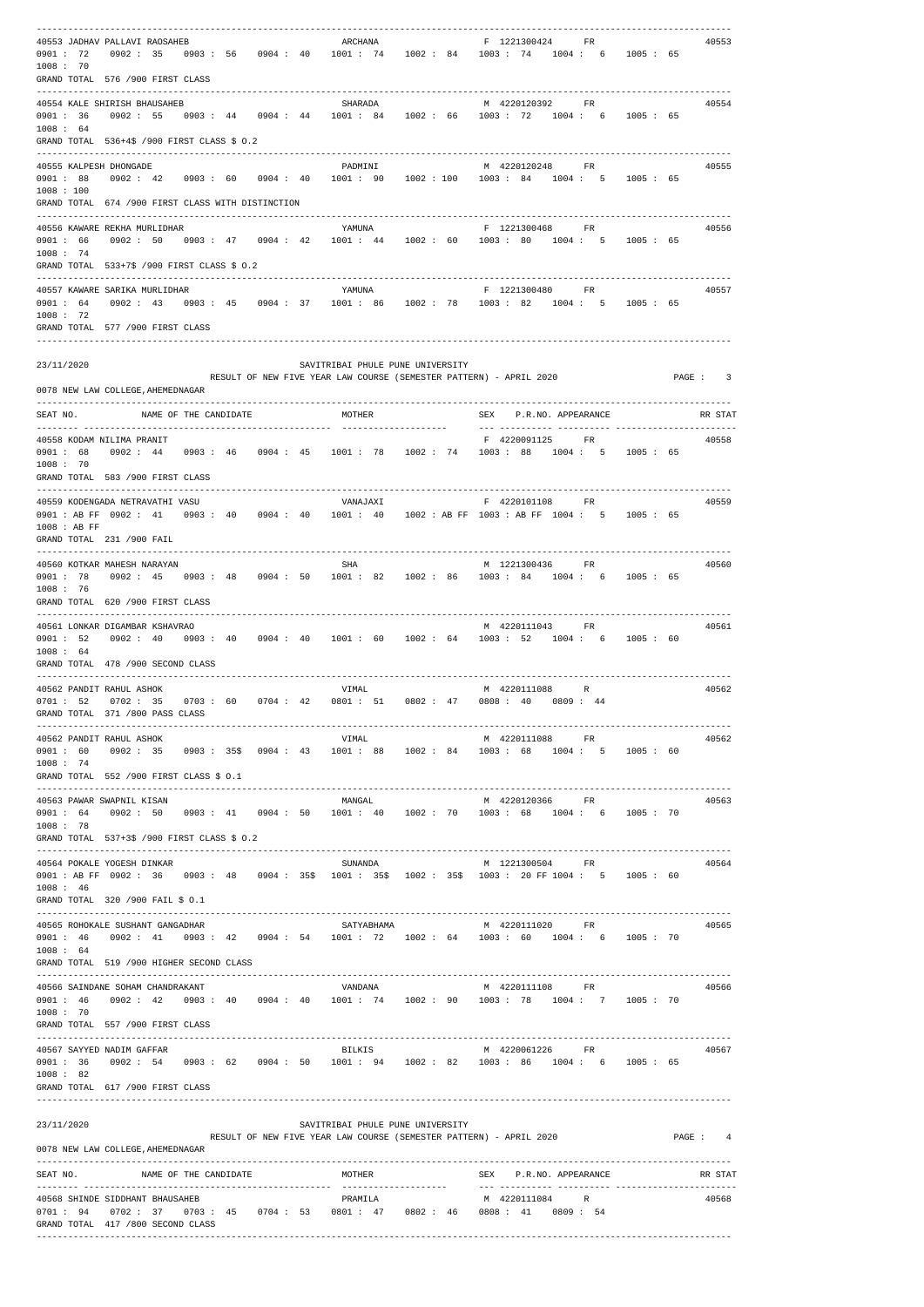```
--------------------------------------------------------------------------------------------------------------------------------
40553 JADHAV PALLAVI RAOSAHEB                          ARCHANA                     F 1221300424     FR                      40553
0901 : 72    0902 : 35    0903 : 56    0904 : 40    1001 : 74    1002 : 84    1003 : 74    1004 :  6    1005 : 65
1008 : 70
GRAND TOTAL  576 /900 FIRST CLASS
--------------------------------------------------------------------------------------------------------------------------------
40554 KALE SHIRISH BHAUSAHEB                           SHARADA                     M 4220120392     FR                      40554
0901 : 36    0902 : 55    0903 : 44    0904 : 44    1001 : 84    1002 : 66    1003 : 72    1004 :  6    1005 : 65
1008 : 64
GRAND TOTAL  536+4$ /900 FIRST CLASS $ O.2
--------------------------------------------------------------------------------------------------------------------------------
40555 KALPESH DHONGADE                                 PADMINI                     M 4220120248     FR                      40555
0901 : 88    0902 : 42    0903 : 60    0904 : 40    1001 : 90    1002 :100    1003 : 84    1004 :  5    1005 : 65
1008 : 100
GRAND TOTAL  674 /900 FIRST CLASS WITH DISTINCTION
--------------------------------------------------------------------------------------------------------------------------------
40556 KAWARE REKHA MURLIDHAR                           YAMUNA                      F 1221300468     FR                      40556
0901 : 66    0902 : 50    0903 : 47    0904 : 42    1001 : 44    1002 : 60    1003 : 80    1004 :  5    1005 : 65
1008 : 74
GRAND TOTAL  533+7$ /900 FIRST CLASS $ O.2
--------------------------------------------------------------------------------------------------------------------------------
40557 KAWARE SARIKA MURLIDHAR                          YAMUNA                      F 1221300480     FR                      40557
0901 : 64    0902 : 43    0903 : 45    0904 : 37    1001 : 86    1002 : 78    1003 : 82    1004 :  5    1005 : 65
1008 : 72
GRAND TOTAL  577 /900 FIRST CLASS
--------------------------------------------------------------------------------------------------------------------------------

23/11/2020                                    SAVITRIBAI PHULE PUNE UNIVERSITY
                          RESULT OF NEW FIVE YEAR LAW COURSE (SEMESTER PATTERN) - APRIL 2020                      PAGE :   3
0078 NEW LAW COLLEGE,AHEMEDNAGAR
--------------------------------------------------------------------------------------------------------------------------------
SEAT NO.        NAME OF THE CANDIDATE                  MOTHER                      SEX   P.R.NO. APPEARANCE                RR STAT
--------------------------------------------------------------------------------------------------------------------------------
40558 KODAM NILIMA PRANIT                                                          F 4220091125     FR                      40558
0901 : 68    0902 : 44    0903 : 46    0904 : 45    1001 : 78    1002 : 74    1003 : 88    1004 :  5    1005 : 65
1008 : 70
GRAND TOTAL  583 /900 FIRST CLASS
--------------------------------------------------------------------------------------------------------------------------------
40559 KODENGADA NETRAVATHI VASU                        VANAJAXI                    F 4220101108     FR                      40559
0901 : AB FF  0902 : 41    0903 : 40    0904 : 40    1001 : 40    1002 : AB FF  1003 : AB FF  1004 :  5    1005 : 65
1008 : AB FF
GRAND TOTAL  231 /900 FAIL
--------------------------------------------------------------------------------------------------------------------------------
40560 KOTKAR MAHESH NARAYAN                            SHA                         M 1221300436     FR                      40560
0901 : 78    0902 : 45    0903 : 48    0904 : 50    1001 : 82    1002 : 86    1003 : 84    1004 :  6    1005 : 65
1008 : 76
GRAND TOTAL  620 /900 FIRST CLASS
--------------------------------------------------------------------------------------------------------------------------------
40561 LONKAR DIGAMBAR KSHAVRAO                                                     M 4220111043     FR                      40561
0901 : 52    0902 : 40    0903 : 40    0904 : 40    1001 : 60    1002 : 64    1003 : 52    1004 :  6    1005 : 60
1008 : 64
GRAND TOTAL  478 /900 SECOND CLASS
--------------------------------------------------------------------------------------------------------------------------------
40562 PANDIT RAHUL ASHOK                               VIMAL                       M 4220111088     R                       40562
0701 : 52    0702 : 35    0703 : 60    0704 : 42    0801 : 51    0802 : 47    0808 : 40    0809 : 44
GRAND TOTAL  371 /800 PASS CLASS
--------------------------------------------------------------------------------------------------------------------------------
40562 PANDIT RAHUL ASHOK                               VIMAL                       M 4220111088     FR                      40562
0901 : 60    0902 : 35    0903 : 35$   0904 : 43    1001 : 88    1002 : 84    1003 : 68    1004 :  5    1005 : 60
1008 : 74
GRAND TOTAL  552 /900 FIRST CLASS $ O.1
--------------------------------------------------------------------------------------------------------------------------------
40563 PAWAR SWAPNIL KISAN                              MANGAL                      M 4220120366     FR                      40563
0901 : 64    0902 : 50    0903 : 41    0904 : 50    1001 : 40    1002 : 70    1003 : 68    1004 :  6    1005 : 70
1008 : 78
GRAND TOTAL  537+3$ /900 FIRST CLASS $ O.2
--------------------------------------------------------------------------------------------------------------------------------
40564 POKALE YOGESH DINKAR                             SUNANDA                     M 1221300504     FR                      40564
0901 : AB FF  0902 : 36    0903 : 48    0904 : 35$   1001 : 35$   1002 : 35$   1003 : 20 FF 1004 :  5    1005 : 60
1008 : 46
GRAND TOTAL  320 /900 FAIL $ O.1
--------------------------------------------------------------------------------------------------------------------------------
40565 ROHOKALE SUSHANT GANGADHAR                       SATYABHAMA                  M 4220111020     FR                      40565
0901 : 46    0902 : 41    0903 : 42    0904 : 54    1001 : 72    1002 : 64    1003 : 60    1004 :  6    1005 : 70
1008 : 64
GRAND TOTAL  519 /900 HIGHER SECOND CLASS
--------------------------------------------------------------------------------------------------------------------------------
40566 SAINDANE SOHAM CHANDRAKANT                       VANDANA                     M 4220111108     FR                      40566
0901 : 46    0902 : 42    0903 : 40    0904 : 40    1001 : 74    1002 : 90    1003 : 78    1004 :  7    1005 : 70
1008 : 70
GRAND TOTAL  557 /900 FIRST CLASS
--------------------------------------------------------------------------------------------------------------------------------
40567 SAYYED NADIM GAFFAR                              BILKIS                      M 4220061226     FR                      40567
0901 : 36    0902 : 54    0903 : 62    0904 : 50    1001 : 94    1002 : 82    1003 : 86    1004 :  6    1005 : 65
1008 : 82
GRAND TOTAL  617 /900 FIRST CLASS
--------------------------------------------------------------------------------------------------------------------------------

23/11/2020                                    SAVITRIBAI PHULE PUNE UNIVERSITY
                          RESULT OF NEW FIVE YEAR LAW COURSE (SEMESTER PATTERN) - APRIL 2020                      PAGE :   4
0078 NEW LAW COLLEGE,AHEMEDNAGAR
--------------------------------------------------------------------------------------------------------------------------------
SEAT NO.        NAME OF THE CANDIDATE                  MOTHER                      SEX   P.R.NO. APPEARANCE                RR STAT
--------------------------------------------------------------------------------------------------------------------------------
40568 SHINDE SIDDHANT BHAUSAHEB                        PRAMILA                     M 4220111084     R                       40568
0701 : 94    0702 : 37    0703 : 45    0704 : 53    0801 : 47    0802 : 46    0808 : 41    0809 : 54
GRAND TOTAL  417 /800 SECOND CLASS
--------------------------------------------------------------------------------------------------------------------------------
```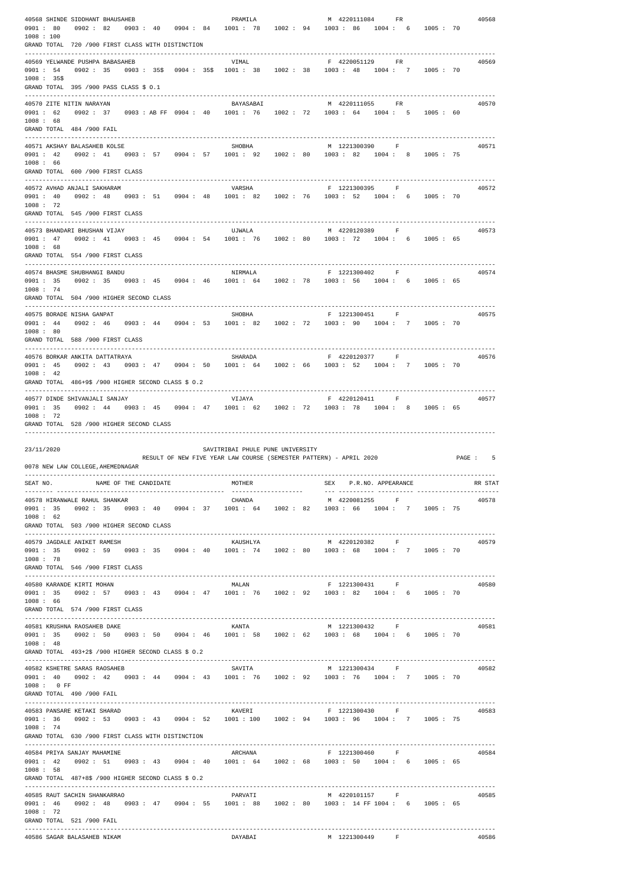```
40568 SHINDE SIDDHANT BHAUSAHEB                         PRAMILA                M 4220111084    FR                 40568
0901 : 80    0902 : 82    0903 : 40    0904 : 84    1001 : 78    1002 : 94    1003 : 86    1004 : 6    1005 : 70
1008 : 100
GRAND TOTAL  720 /900 FIRST CLASS WITH DISTINCTION
------------------------------------------------------------------------------------------------------------------------
40569 YELWANDE PUSHPA BABASAHEB                         VIMAL                  F 4220051129    FR                 40569
0901 : 54    0902 : 35    0903 : 35$   0904 : 35$   1001 : 38    1002 : 38    1003 : 48    1004 : 7    1005 : 70
1008 : 35$
GRAND TOTAL  395 /900 PASS CLASS $ O.1
------------------------------------------------------------------------------------------------------------------------
40570 ZITE NITIN NARAYAN                                BAYASABAI              M 4220111055    FR                 40570
0901 : 62    0902 : 37    0903 : AB FF 0904 : 40    1001 : 76    1002 : 72    1003 : 64    1004 : 5    1005 : 60
1008 : 68
GRAND TOTAL  484 /900 FAIL
------------------------------------------------------------------------------------------------------------------------
40571 AKSHAY BALASAHEB KOLSE                            SHOBHA                 M 1221300390    F                  40571
0901 : 42    0902 : 41    0903 : 57    0904 : 57    1001 : 92    1002 : 80    1003 : 82    1004 : 8    1005 : 75
1008 : 66
GRAND TOTAL  600 /900 FIRST CLASS
------------------------------------------------------------------------------------------------------------------------
40572 AVHAD ANJALI SAKHARAM                             VARSHA                 F 1221300395    F                  40572
0901 : 40    0902 : 48    0903 : 51    0904 : 48    1001 : 82    1002 : 76    1003 : 52    1004 : 6    1005 : 70
1008 : 72
GRAND TOTAL  545 /900 FIRST CLASS
------------------------------------------------------------------------------------------------------------------------
40573 BHANDARI BHUSHAN VIJAY                            UJWALA                 M 4220120389    F                  40573
0901 : 47    0902 : 41    0903 : 45    0904 : 54    1001 : 76    1002 : 80    1003 : 72    1004 : 6    1005 : 65
1008 : 68
GRAND TOTAL  554 /900 FIRST CLASS
------------------------------------------------------------------------------------------------------------------------
40574 BHASME SHUBHANGI BANDU                            NIRMALA                F 1221300402    F                  40574
0901 : 35    0902 : 35    0903 : 45    0904 : 46    1001 : 64    1002 : 78    1003 : 56    1004 : 6    1005 : 65
1008 : 74
GRAND TOTAL  504 /900 HIGHER SECOND CLASS
------------------------------------------------------------------------------------------------------------------------
40575 BORADE NISHA GANPAT                               SHOBHA                 F 1221300451    F                  40575
0901 : 44    0902 : 46    0903 : 44    0904 : 53    1001 : 82    1002 : 72    1003 : 90    1004 : 7    1005 : 70
1008 : 80
GRAND TOTAL  588 /900 FIRST CLASS
------------------------------------------------------------------------------------------------------------------------
40576 BORKAR ANKITA DATTATRAYA                          SHARADA                F 4220120377    F                  40576
0901 : 45    0902 : 43    0903 : 47    0904 : 50    1001 : 64    1002 : 66    1003 : 52    1004 : 7    1005 : 70
1008 : 42
GRAND TOTAL  486+9$ /900 HIGHER SECOND CLASS $ O.2
------------------------------------------------------------------------------------------------------------------------
40577 DINDE SHIVANJALI SANJAY                           VIJAYA                 F 4220120411    F                  40577
0901 : 35    0902 : 44    0903 : 45    0904 : 47    1001 : 62    1002 : 72    1003 : 78    1004 : 8    1005 : 65
1008 : 72
GRAND TOTAL  528 /900 HIGHER SECOND CLASS
------------------------------------------------------------------------------------------------------------------------

23/11/2020                                 SAVITRIBAI PHULE PUNE UNIVERSITY
                          RESULT OF NEW FIVE YEAR LAW COURSE (SEMESTER PATTERN) - APRIL 2020              PAGE :   5
0078 NEW LAW COLLEGE,AHEMEDNAGAR
------------------------------------------------------------------------------------------------------------------------
SEAT NO.          NAME OF THE CANDIDATE                 MOTHER                 SEX   P.R.NO. APPEARANCE            RR STAT
------------------------------------------------------------------------------------------------------------------------
40578 HIRANWALE RAHUL SHANKAR                           CHANDA                 M 4220081255    F                  40578
0901 : 35    0902 : 35    0903 : 40    0904 : 37    1001 : 64    1002 : 82    1003 : 66    1004 : 7    1005 : 75
1008 : 62
GRAND TOTAL  503 /900 HIGHER SECOND CLASS
------------------------------------------------------------------------------------------------------------------------
40579 JAGDALE ANIKET RAMESH                             KAUSHLYA               M 4220120382    F                  40579
0901 : 35    0902 : 59    0903 : 35    0904 : 40    1001 : 74    1002 : 80    1003 : 68    1004 : 7    1005 : 70
1008 : 78
GRAND TOTAL  546 /900 FIRST CLASS
------------------------------------------------------------------------------------------------------------------------
40580 KARANDE KIRTI MOHAN                               MALAN                  F 1221300431    F                  40580
0901 : 35    0902 : 57    0903 : 43    0904 : 47    1001 : 76    1002 : 92    1003 : 82    1004 : 6    1005 : 70
1008 : 66
GRAND TOTAL  574 /900 FIRST CLASS
------------------------------------------------------------------------------------------------------------------------
40581 KRUSHNA RAOSAHEB DAKE                             KANTA                  M 1221300432    F                  40581
0901 : 35    0902 : 50    0903 : 50    0904 : 46    1001 : 58    1002 : 62    1003 : 68    1004 : 6    1005 : 70
1008 : 48
GRAND TOTAL  493+2$ /900 HIGHER SECOND CLASS $ O.2
------------------------------------------------------------------------------------------------------------------------
40582 KSHETRE SARAS RAOSAHEB                            SAVITA                 M 1221300434    F                  40582
0901 : 40    0902 : 42    0903 : 44    0904 : 43    1001 : 76    1002 : 92    1003 : 76    1004 : 7    1005 : 70
1008 :  0 FF
GRAND TOTAL  490 /900 FAIL
------------------------------------------------------------------------------------------------------------------------
40583 PANSARE KETAKI SHARAD                             KAVERI                 F 1221300430    F                  40583
0901 : 36    0902 : 53    0903 : 43    0904 : 52    1001 : 100   1002 : 94    1003 : 96    1004 : 7    1005 : 75
1008 : 74
GRAND TOTAL  630 /900 FIRST CLASS WITH DISTINCTION
------------------------------------------------------------------------------------------------------------------------
40584 PRIYA SANJAY MAHAMINE                             ARCHANA                F 1221300460    F                  40584
0901 : 42    0902 : 51    0903 : 43    0904 : 40    1001 : 64    1002 : 68    1003 : 50    1004 : 6    1005 : 65
1008 : 58
GRAND TOTAL  487+8$ /900 HIGHER SECOND CLASS $ O.2
------------------------------------------------------------------------------------------------------------------------
40585 RAUT SACHIN SHANKARRAO                            PARVATI                M 4220101157    F                  40585
0901 : 46    0902 : 48    0903 : 47    0904 : 55    1001 : 88    1002 : 80    1003 : 14 FF 1004 : 6    1005 : 65
1008 : 72
GRAND TOTAL  521 /900 FAIL
------------------------------------------------------------------------------------------------------------------------
40586 SAGAR BALASAHEB NIKAM                             DAYABAI                M 1221300449    F                  40586
```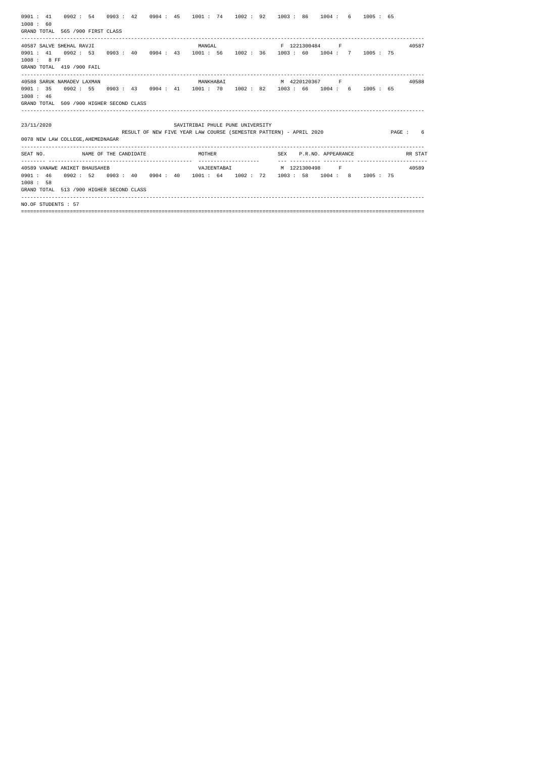0901 : 41 0902 : 54 0903 : 42 0904 : 45 1001 : 74 1002 : 92 1003 : 86 1004 : 6 1005 : 65
1008 : 60
GRAND TOTAL 565 /900 FIRST CLASS

---

40587 SALVE SHEHAL RAVJI MANGAL F 1221300484 F 40587
0901 : 41 0902 : 53 0903 : 40 0904 : 43 1001 : 56 1002 : 36 1003 : 60 1004 : 7 1005 : 75
1008 : 8 FF
GRAND TOTAL 419 /900 FAIL

---

40588 SARUK NAMADEV LAXMAN MANKHABAI M 4220120367 F 40588
0901 : 35 0902 : 55 0903 : 43 0904 : 41 1001 : 70 1002 : 82 1003 : 66 1004 : 6 1005 : 65
1008 : 46
GRAND TOTAL 509 /900 HIGHER SECOND CLASS

---

23/11/2020 SAVITRIBAI PHULE PUNE UNIVERSITY
RESULT OF NEW FIVE YEAR LAW COURSE (SEMESTER PATTERN) - APRIL 2020 PAGE : 6
0078 NEW LAW COLLEGE,AHEMEDNAGAR

| SEAT NO. | NAME OF THE CANDIDATE | MOTHER | SEX | P.R.NO. | APPEARANCE | RR STAT |
|---|---|---|---|---|---|---|
| 40589 | VANAWE ANIKET BHAUSAHEB | VAJEENTABAI | M | 1221300498 | F | 40589 |

0901 : 46 0902 : 52 0903 : 40 0904 : 40 1001 : 64 1002 : 72 1003 : 58 1004 : 8 1005 : 75
1008 : 58
GRAND TOTAL 513 /900 HIGHER SECOND CLASS

---

NO.OF STUDENTS : 57